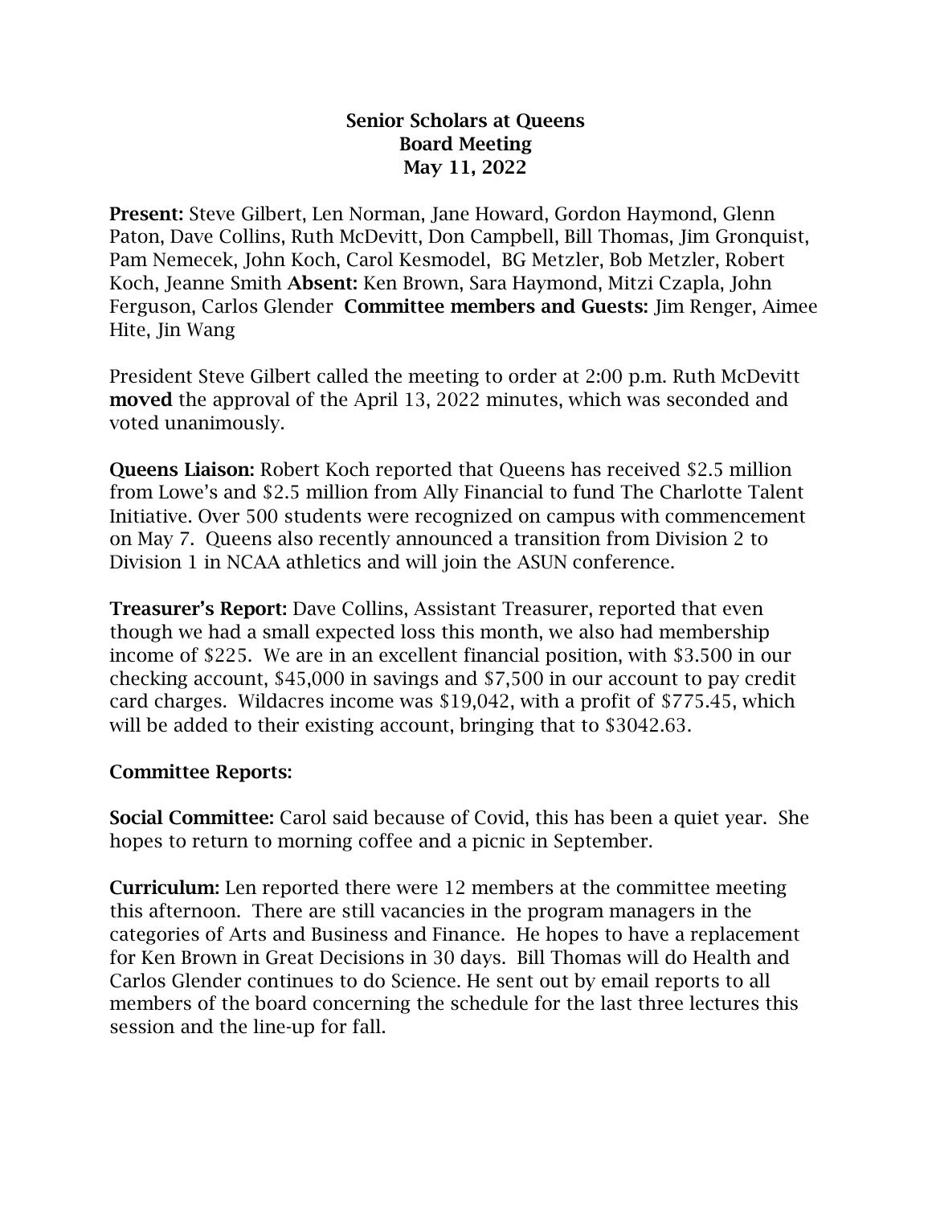**Senior Scholars at Queens**
**Board Meeting**
**May 11, 2022**

**Present:** Steve Gilbert, Len Norman, Jane Howard, Gordon Haymond, Glenn Paton, Dave Collins, Ruth McDevitt, Don Campbell, Bill Thomas, Jim Gronquist, Pam Nemecek, John Koch, Carol Kesmodel, BG Metzler, Bob Metzler, Robert Koch, Jeanne Smith **Absent:** Ken Brown, Sara Haymond, Mitzi Czapla, John Ferguson, Carlos Glender **Committee members and Guests:** Jim Renger, Aimee Hite, Jin Wang

President Steve Gilbert called the meeting to order at 2:00 p.m. Ruth McDevitt **moved** the approval of the April 13, 2022 minutes, which was seconded and voted unanimously.

**Queens Liaison:** Robert Koch reported that Queens has received $2.5 million from Lowe's and $2.5 million from Ally Financial to fund The Charlotte Talent Initiative. Over 500 students were recognized on campus with commencement on May 7. Queens also recently announced a transition from Division 2 to Division 1 in NCAA athletics and will join the ASUN conference.

**Treasurer's Report:** Dave Collins, Assistant Treasurer, reported that even though we had a small expected loss this month, we also had membership income of $225. We are in an excellent financial position, with $3.500 in our checking account, $45,000 in savings and $7,500 in our account to pay credit card charges. Wildacres income was $19,042, with a profit of $775.45, which will be added to their existing account, bringing that to $3042.63.

**Committee Reports:**

**Social Committee:** Carol said because of Covid, this has been a quiet year. She hopes to return to morning coffee and a picnic in September.

**Curriculum:** Len reported there were 12 members at the committee meeting this afternoon. There are still vacancies in the program managers in the categories of Arts and Business and Finance. He hopes to have a replacement for Ken Brown in Great Decisions in 30 days. Bill Thomas will do Health and Carlos Glender continues to do Science. He sent out by email reports to all members of the board concerning the schedule for the last three lectures this session and the line-up for fall.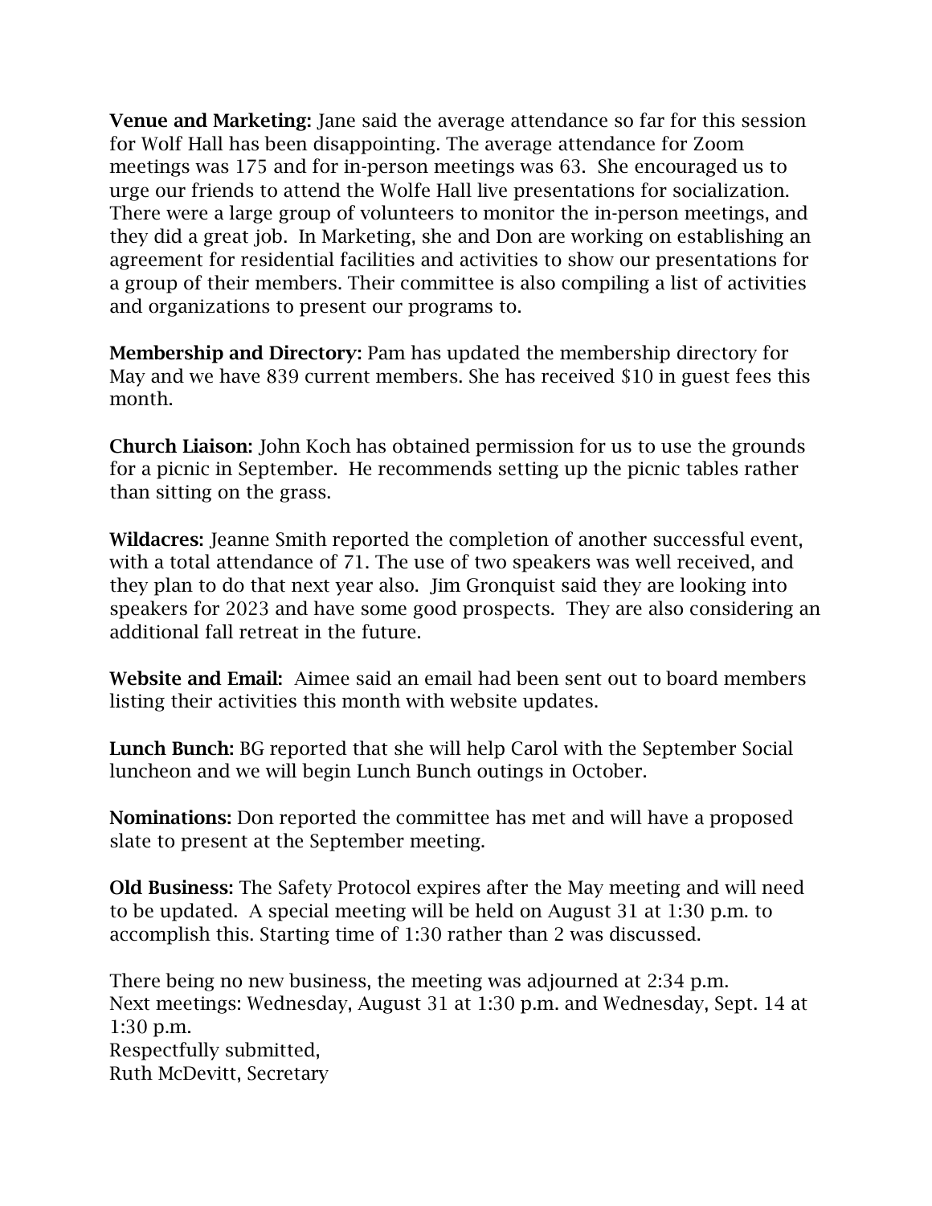**Venue and Marketing:** Jane said the average attendance so far for this session for Wolf Hall has been disappointing. The average attendance for Zoom meetings was 175 and for in-person meetings was 63. She encouraged us to urge our friends to attend the Wolfe Hall live presentations for socialization. There were a large group of volunteers to monitor the in-person meetings, and they did a great job. In Marketing, she and Don are working on establishing an agreement for residential facilities and activities to show our presentations for a group of their members. Their committee is also compiling a list of activities and organizations to present our programs to.

**Membership and Directory:** Pam has updated the membership directory for May and we have 839 current members. She has received $10 in guest fees this month.

**Church Liaison:** John Koch has obtained permission for us to use the grounds for a picnic in September. He recommends setting up the picnic tables rather than sitting on the grass.

**Wildacres:** Jeanne Smith reported the completion of another successful event, with a total attendance of 71. The use of two speakers was well received, and they plan to do that next year also. Jim Gronquist said they are looking into speakers for 2023 and have some good prospects. They are also considering an additional fall retreat in the future.

**Website and Email:** Aimee said an email had been sent out to board members listing their activities this month with website updates.

**Lunch Bunch:** BG reported that she will help Carol with the September Social luncheon and we will begin Lunch Bunch outings in October.

**Nominations:** Don reported the committee has met and will have a proposed slate to present at the September meeting.

**Old Business:** The Safety Protocol expires after the May meeting and will need to be updated. A special meeting will be held on August 31 at 1:30 p.m. to accomplish this. Starting time of 1:30 rather than 2 was discussed.

There being no new business, the meeting was adjourned at 2:34 p.m.
Next meetings: Wednesday, August 31 at 1:30 p.m. and Wednesday, Sept. 14 at 1:30 p.m.
Respectfully submitted,
Ruth McDevitt, Secretary